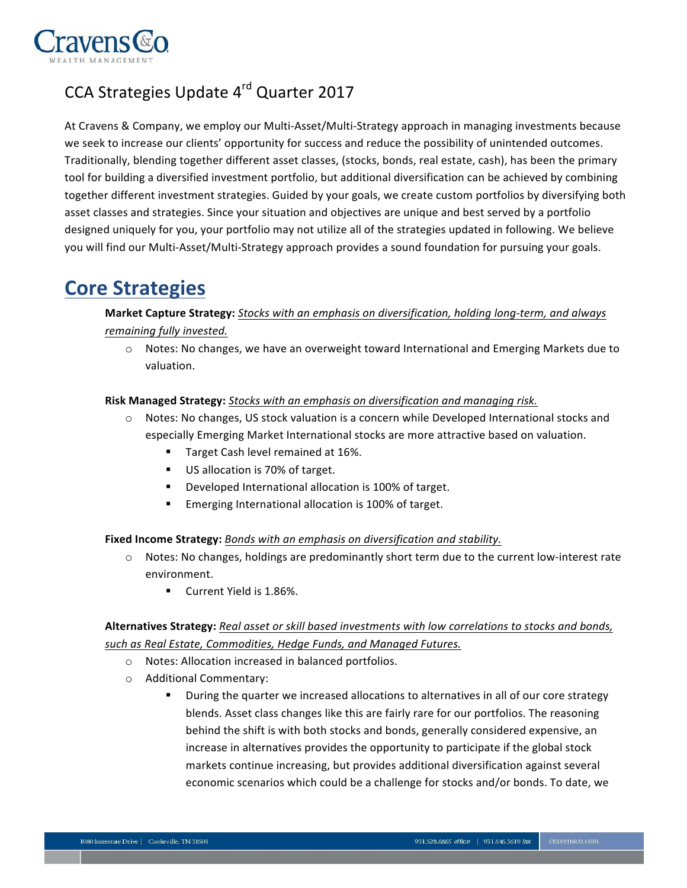# CCA Strategies Update 4rd Quarter 2017

At Cravens & Company, we employ our Multi-Asset/Multi-Strategy approach in managing investments because we seek to increase our clients' opportunity for success and reduce the possibility of unintended outcomes. Traditionally, blending together different asset classes, (stocks, bonds, real estate, cash), has been the primary tool for building a diversified investment portfolio, but additional diversification can be achieved by combining together different investment strategies. Guided by your goals, we create custom portfolios by diversifying both asset classes and strategies. Since your situation and objectives are unique and best served by a portfolio designed uniquely for you, your portfolio may not utilize all of the strategies updated in following. We believe you will find our Multi-Asset/Multi-Strategy approach provides a sound foundation for pursuing your goals.

## Core Strategies

**Market Capture Strategy:** *Stocks with an emphasis on diversification, holding long-term, and always remaining fully invested.*

- Notes: No changes, we have an overweight toward International and Emerging Markets due to valuation.

**Risk Managed Strategy:** *Stocks with an emphasis on diversification and managing risk.*

- Notes: No changes, US stock valuation is a concern while Developed International stocks and especially Emerging Market International stocks are more attractive based on valuation.
  - Target Cash level remained at 16%.
  - US allocation is 70% of target.
  - Developed International allocation is 100% of target.
  - Emerging International allocation is 100% of target.

**Fixed Income Strategy:** *Bonds with an emphasis on diversification and stability.*

- Notes: No changes, holdings are predominantly short term due to the current low-interest rate environment.
  - Current Yield is 1.86%.

**Alternatives Strategy:** *Real asset or skill based investments with low correlations to stocks and bonds, such as Real Estate, Commodities, Hedge Funds, and Managed Futures.*

- Notes: Allocation increased in balanced portfolios.
- Additional Commentary:
  - During the quarter we increased allocations to alternatives in all of our core strategy blends. Asset class changes like this are fairly rare for our portfolios. The reasoning behind the shift is with both stocks and bonds, generally considered expensive, an increase in alternatives provides the opportunity to participate if the global stock markets continue increasing, but provides additional diversification against several economic scenarios which could be a challenge for stocks and/or bonds. To date, we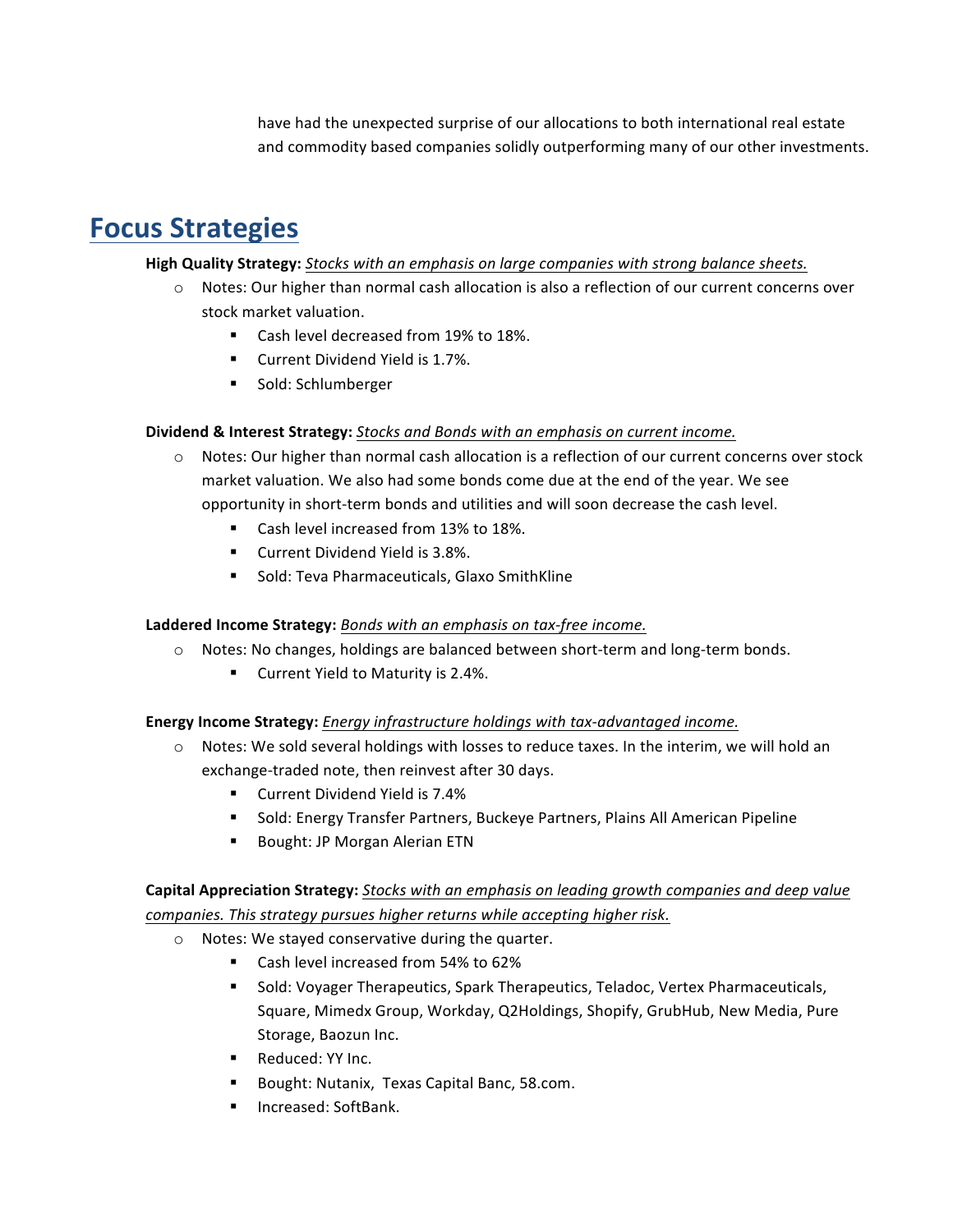have had the unexpected surprise of our allocations to both international real estate and commodity based companies solidly outperforming many of our other investments.

# Focus Strategies

**High Quality Strategy:** *Stocks with an emphasis on large companies with strong balance sheets.*

- Notes: Our higher than normal cash allocation is also a reflection of our current concerns over stock market valuation.
  - Cash level decreased from 19% to 18%.
  - Current Dividend Yield is 1.7%.
  - Sold: Schlumberger

**Dividend & Interest Strategy:** *Stocks and Bonds with an emphasis on current income.*

- Notes: Our higher than normal cash allocation is a reflection of our current concerns over stock market valuation. We also had some bonds come due at the end of the year. We see opportunity in short-term bonds and utilities and will soon decrease the cash level.
  - Cash level increased from 13% to 18%.
  - Current Dividend Yield is 3.8%.
  - Sold: Teva Pharmaceuticals, Glaxo SmithKline

**Laddered Income Strategy:** *Bonds with an emphasis on tax-free income.*

- Notes: No changes, holdings are balanced between short-term and long-term bonds.
  - Current Yield to Maturity is 2.4%.

**Energy Income Strategy:** *Energy infrastructure holdings with tax-advantaged income.*

- Notes: We sold several holdings with losses to reduce taxes. In the interim, we will hold an exchange-traded note, then reinvest after 30 days.
  - Current Dividend Yield is 7.4%
  - Sold: Energy Transfer Partners, Buckeye Partners, Plains All American Pipeline
  - Bought: JP Morgan Alerian ETN

**Capital Appreciation Strategy:** *Stocks with an emphasis on leading growth companies and deep value companies. This strategy pursues higher returns while accepting higher risk.*

- Notes: We stayed conservative during the quarter.
  - Cash level increased from 54% to 62%
  - Sold: Voyager Therapeutics, Spark Therapeutics, Teladoc, Vertex Pharmaceuticals, Square, Mimedx Group, Workday, Q2Holdings, Shopify, GrubHub, New Media, Pure Storage, Baozun Inc.
  - Reduced: YY Inc.
  - Bought: Nutanix, Texas Capital Banc, 58.com.
  - Increased: SoftBank.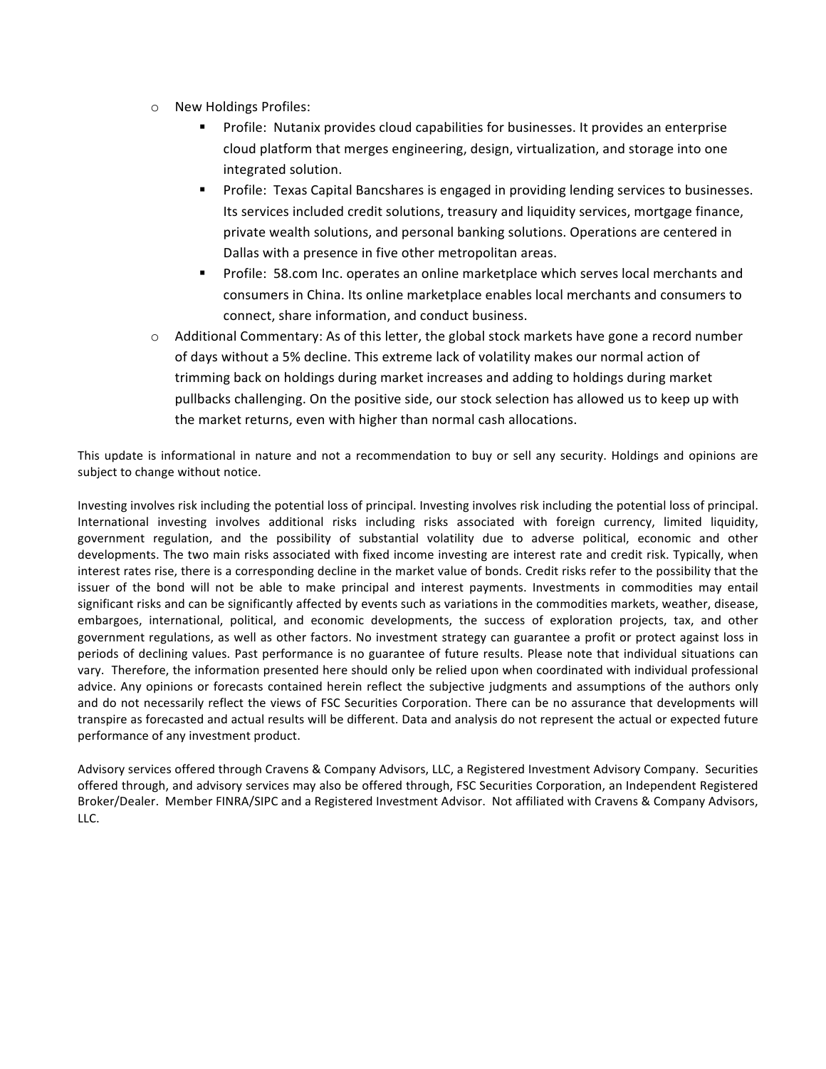- New Holdings Profiles:
  - Profile: Nutanix provides cloud capabilities for businesses. It provides an enterprise cloud platform that merges engineering, design, virtualization, and storage into one integrated solution.
  - Profile: Texas Capital Bancshares is engaged in providing lending services to businesses. Its services included credit solutions, treasury and liquidity services, mortgage finance, private wealth solutions, and personal banking solutions. Operations are centered in Dallas with a presence in five other metropolitan areas.
  - Profile: 58.com Inc. operates an online marketplace which serves local merchants and consumers in China. Its online marketplace enables local merchants and consumers to connect, share information, and conduct business.
- Additional Commentary: As of this letter, the global stock markets have gone a record number of days without a 5% decline. This extreme lack of volatility makes our normal action of trimming back on holdings during market increases and adding to holdings during market pullbacks challenging. On the positive side, our stock selection has allowed us to keep up with the market returns, even with higher than normal cash allocations.

This update is informational in nature and not a recommendation to buy or sell any security. Holdings and opinions are subject to change without notice.

Investing involves risk including the potential loss of principal. Investing involves risk including the potential loss of principal. International investing involves additional risks including risks associated with foreign currency, limited liquidity, government regulation, and the possibility of substantial volatility due to adverse political, economic and other developments. The two main risks associated with fixed income investing are interest rate and credit risk. Typically, when interest rates rise, there is a corresponding decline in the market value of bonds. Credit risks refer to the possibility that the issuer of the bond will not be able to make principal and interest payments. Investments in commodities may entail significant risks and can be significantly affected by events such as variations in the commodities markets, weather, disease, embargoes, international, political, and economic developments, the success of exploration projects, tax, and other government regulations, as well as other factors. No investment strategy can guarantee a profit or protect against loss in periods of declining values. Past performance is no guarantee of future results. Please note that individual situations can vary. Therefore, the information presented here should only be relied upon when coordinated with individual professional advice. Any opinions or forecasts contained herein reflect the subjective judgments and assumptions of the authors only and do not necessarily reflect the views of FSC Securities Corporation. There can be no assurance that developments will transpire as forecasted and actual results will be different. Data and analysis do not represent the actual or expected future performance of any investment product.

Advisory services offered through Cravens & Company Advisors, LLC, a Registered Investment Advisory Company. Securities offered through, and advisory services may also be offered through, FSC Securities Corporation, an Independent Registered Broker/Dealer. Member FINRA/SIPC and a Registered Investment Advisor. Not affiliated with Cravens & Company Advisors, LLC.